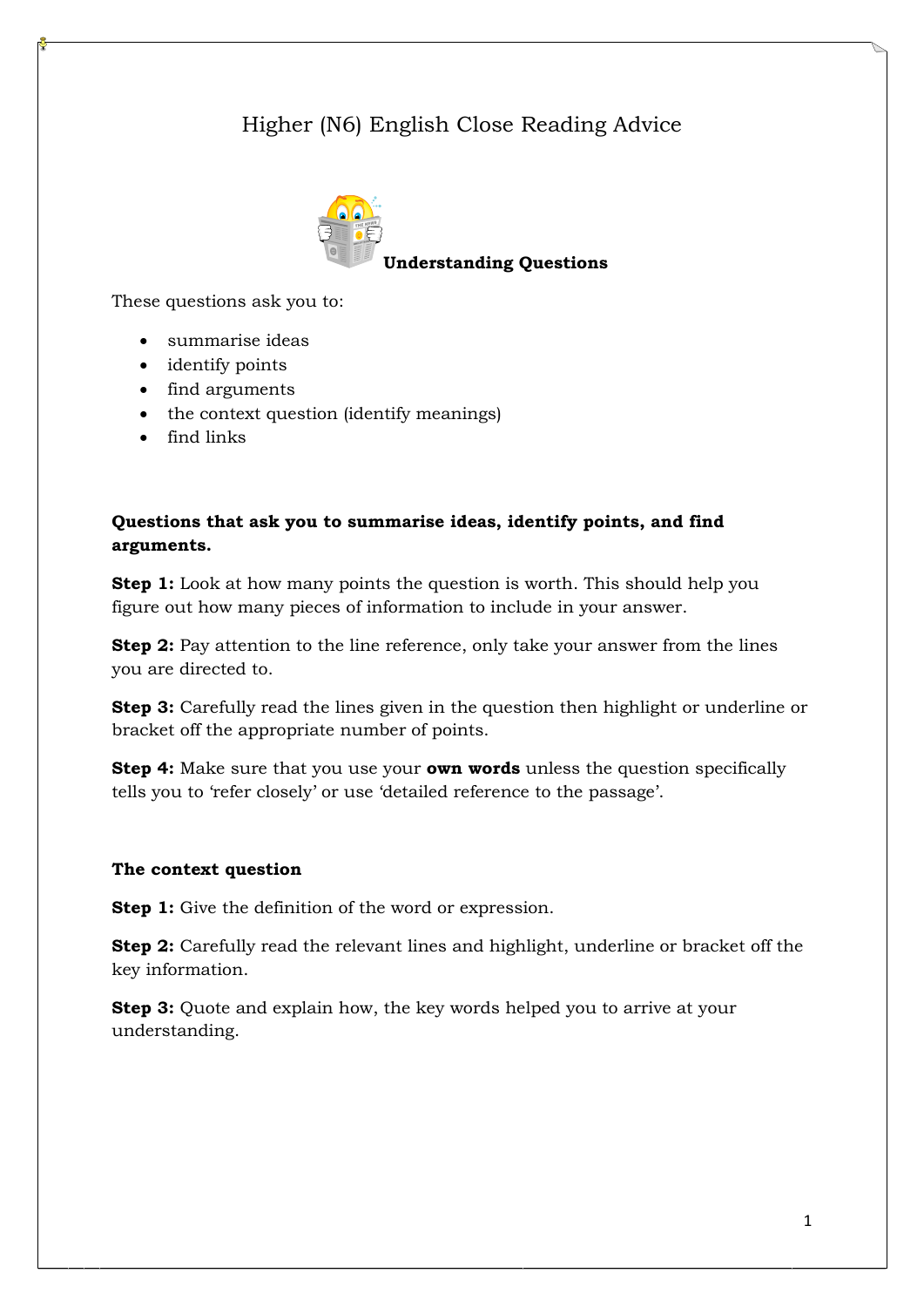# Higher (N6) English Close Reading Advice

## Understanding Questions

These questions ask you to:

- summarise ideas
- identify points
- find arguments
- the context question (identify meanings)
- find links

### Questions that ask you to summarise ideas, identify points, and find arguments.

**Step 1:** Look at how many points the question is worth. This should help you figure out how many pieces of information to include in your answer.

**Step 2:** Pay attention to the line reference, only take your answer from the lines you are directed to.

**Step 3:** Carefully read the lines given in the question then highlight or underline or bracket off the appropriate number of points.

**Step 4:** Make sure that you use your **own words** unless the question specifically tells you to 'refer closely' or use 'detailed reference to the passage'.

### The context question

**Step 1:** Give the definition of the word or expression.

**Step 2:** Carefully read the relevant lines and highlight, underline or bracket off the key information.

**Step 3:** Quote and explain how, the key words helped you to arrive at your understanding.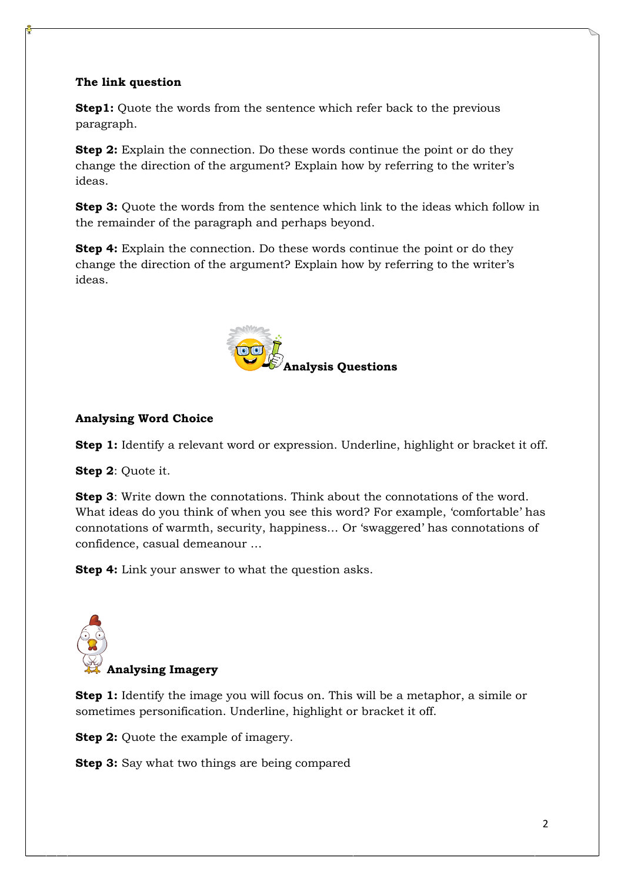**The link question**

**Step1:** Quote the words from the sentence which refer back to the previous paragraph.

**Step 2:** Explain the connection. Do these words continue the point or do they change the direction of the argument? Explain how by referring to the writer's ideas.

**Step 3:** Quote the words from the sentence which link to the ideas which follow in the remainder of the paragraph and perhaps beyond.

**Step 4:** Explain the connection. Do these words continue the point or do they change the direction of the argument? Explain how by referring to the writer's ideas.

## Analysis Questions

**Analysing Word Choice**

**Step 1:** Identify a relevant word or expression. Underline, highlight or bracket it off.

**Step 2**: Quote it.

**Step 3**: Write down the connotations. Think about the connotations of the word. What ideas do you think of when you see this word? For example, 'comfortable' has connotations of warmth, security, happiness… Or 'swaggered' has connotations of confidence, casual demeanour …

**Step 4:** Link your answer to what the question asks.

**Analysing Imagery**

**Step 1:** Identify the image you will focus on. This will be a metaphor, a simile or sometimes personification. Underline, highlight or bracket it off.

**Step 2:** Quote the example of imagery.

**Step 3:** Say what two things are being compared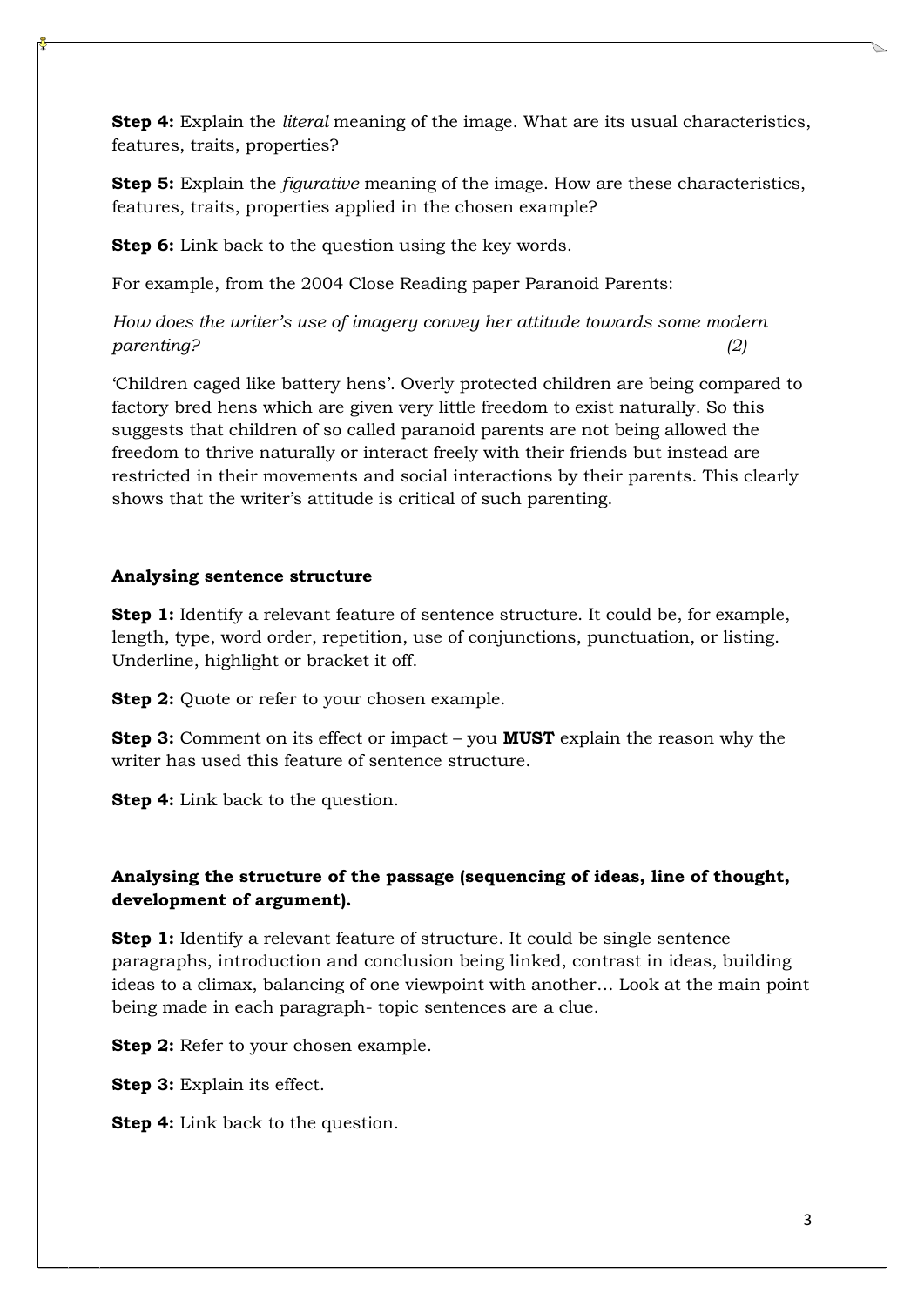**Step 4:** Explain the *literal* meaning of the image. What are its usual characteristics, features, traits, properties?

**Step 5:** Explain the *figurative* meaning of the image. How are these characteristics, features, traits, properties applied in the chosen example?

**Step 6:** Link back to the question using the key words.

For example, from the 2004 Close Reading paper Paranoid Parents:

*How does the writer's use of imagery convey her attitude towards some modern parenting?* *(2)*

'Children caged like battery hens'. Overly protected children are being compared to factory bred hens which are given very little freedom to exist naturally. So this suggests that children of so called paranoid parents are not being allowed the freedom to thrive naturally or interact freely with their friends but instead are restricted in their movements and social interactions by their parents. This clearly shows that the writer's attitude is critical of such parenting.

**Analysing sentence structure**

**Step 1:** Identify a relevant feature of sentence structure. It could be, for example, length, type, word order, repetition, use of conjunctions, punctuation, or listing. Underline, highlight or bracket it off.

**Step 2:** Quote or refer to your chosen example.

**Step 3:** Comment on its effect or impact – you **MUST** explain the reason why the writer has used this feature of sentence structure.

**Step 4:** Link back to the question.

**Analysing the structure of the passage (sequencing of ideas, line of thought, development of argument).**

**Step 1:** Identify a relevant feature of structure. It could be single sentence paragraphs, introduction and conclusion being linked, contrast in ideas, building ideas to a climax, balancing of one viewpoint with another… Look at the main point being made in each paragraph- topic sentences are a clue.

**Step 2:** Refer to your chosen example.

**Step 3:** Explain its effect.

**Step 4:** Link back to the question.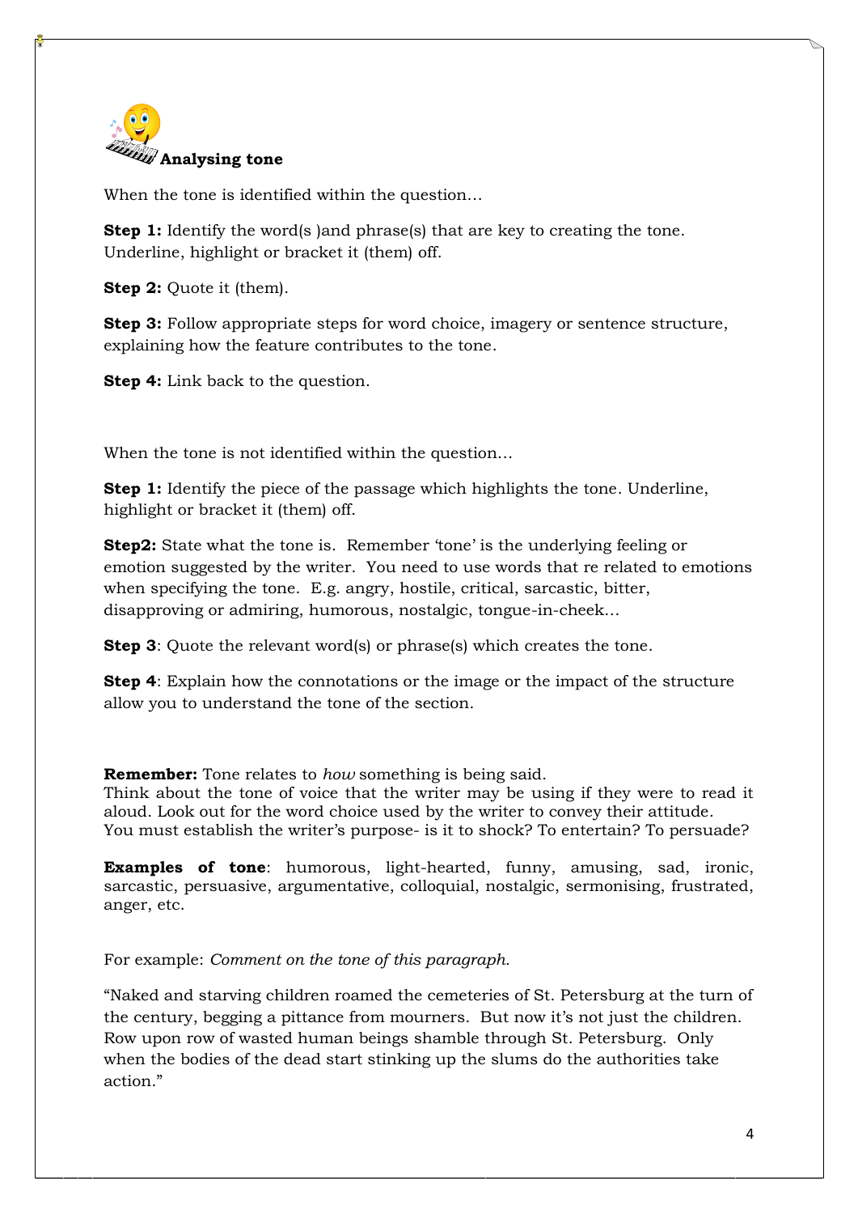## Analysing tone

When the tone is identified within the question…

**Step 1:** Identify the word(s )and phrase(s) that are key to creating the tone. Underline, highlight or bracket it (them) off.

**Step 2:** Quote it (them).

**Step 3:** Follow appropriate steps for word choice, imagery or sentence structure, explaining how the feature contributes to the tone.

**Step 4:** Link back to the question.

When the tone is not identified within the question…

**Step 1:** Identify the piece of the passage which highlights the tone. Underline, highlight or bracket it (them) off.

**Step2:** State what the tone is. Remember 'tone' is the underlying feeling or emotion suggested by the writer. You need to use words that re related to emotions when specifying the tone. E.g. angry, hostile, critical, sarcastic, bitter, disapproving or admiring, humorous, nostalgic, tongue-in-cheek…

**Step 3**: Quote the relevant word(s) or phrase(s) which creates the tone.

**Step 4**: Explain how the connotations or the image or the impact of the structure allow you to understand the tone of the section.

**Remember:** Tone relates to *how* something is being said.
Think about the tone of voice that the writer may be using if they were to read it aloud. Look out for the word choice used by the writer to convey their attitude.
You must establish the writer's purpose- is it to shock? To entertain? To persuade?

**Examples of tone**: humorous, light-hearted, funny, amusing, sad, ironic, sarcastic, persuasive, argumentative, colloquial, nostalgic, sermonising, frustrated, anger, etc.

For example: *Comment on the tone of this paragraph.*

"Naked and starving children roamed the cemeteries of St. Petersburg at the turn of the century, begging a pittance from mourners. But now it's not just the children. Row upon row of wasted human beings shamble through St. Petersburg. Only when the bodies of the dead start stinking up the slums do the authorities take action."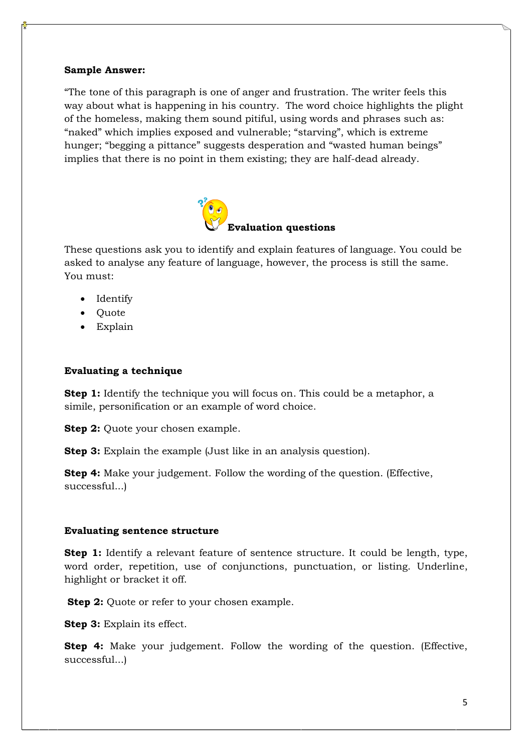**Sample Answer:**

"The tone of this paragraph is one of anger and frustration. The writer feels this way about what is happening in his country. The word choice highlights the plight of the homeless, making them sound pitiful, using words and phrases such as: "naked" which implies exposed and vulnerable; "starving", which is extreme hunger; "begging a pittance" suggests desperation and "wasted human beings" implies that there is no point in them existing; they are half-dead already.

## Evaluation questions

These questions ask you to identify and explain features of language. You could be asked to analyse any feature of language, however, the process is still the same. You must:

- Identify
- Quote
- Explain

### Evaluating a technique

**Step 1:** Identify the technique you will focus on. This could be a metaphor, a simile, personification or an example of word choice.

**Step 2:** Quote your chosen example.

**Step 3:** Explain the example (Just like in an analysis question).

**Step 4:** Make your judgement. Follow the wording of the question. (Effective, successful...)

### Evaluating sentence structure

**Step 1:** Identify a relevant feature of sentence structure. It could be length, type, word order, repetition, use of conjunctions, punctuation, or listing. Underline, highlight or bracket it off.

**Step 2:** Quote or refer to your chosen example.

**Step 3:** Explain its effect.

**Step 4:** Make your judgement. Follow the wording of the question. (Effective, successful...)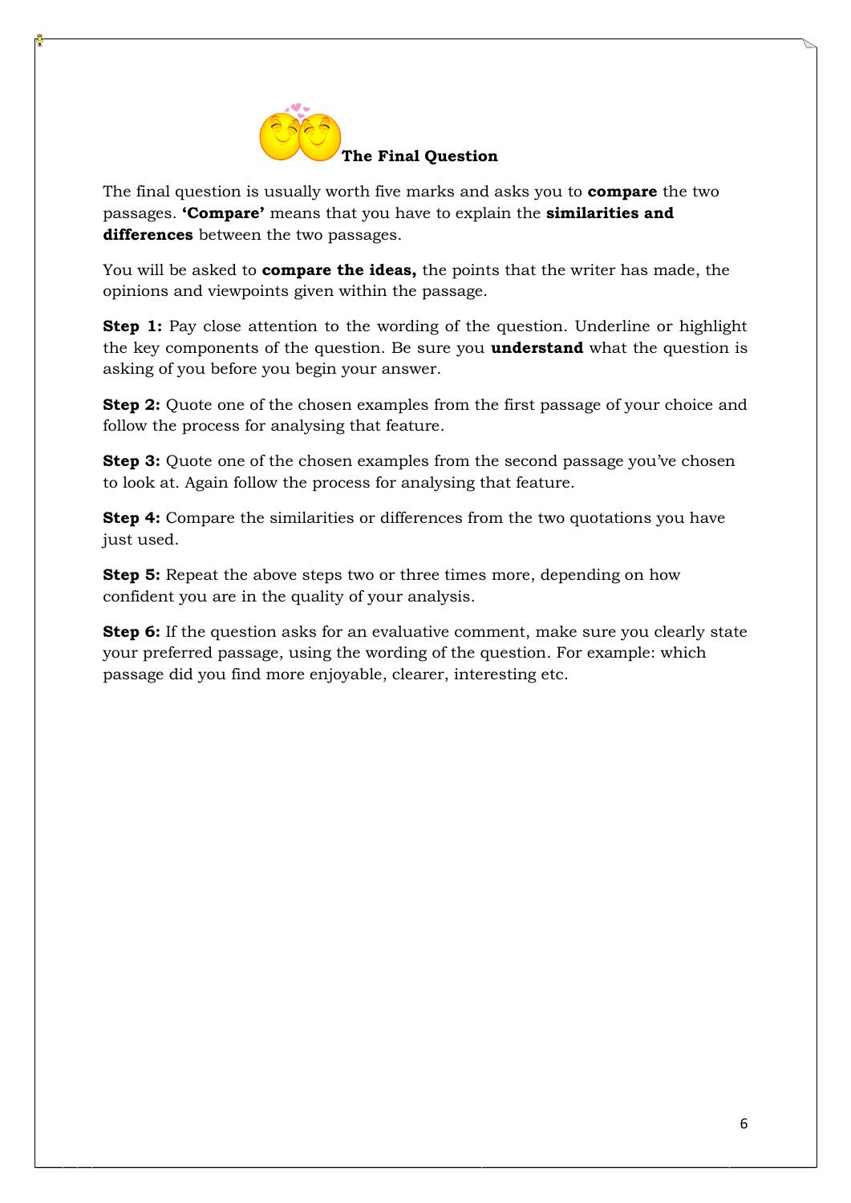## The Final Question

The final question is usually worth five marks and asks you to **compare** the two passages. **'Compare'** means that you have to explain the **similarities and differences** between the two passages.

You will be asked to **compare the ideas,** the points that the writer has made, the opinions and viewpoints given within the passage.

**Step 1:** Pay close attention to the wording of the question. Underline or highlight the key components of the question. Be sure you **understand** what the question is asking of you before you begin your answer.

**Step 2:** Quote one of the chosen examples from the first passage of your choice and follow the process for analysing that feature.

**Step 3:** Quote one of the chosen examples from the second passage you've chosen to look at. Again follow the process for analysing that feature.

**Step 4:** Compare the similarities or differences from the two quotations you have just used.

**Step 5:** Repeat the above steps two or three times more, depending on how confident you are in the quality of your analysis.

**Step 6:** If the question asks for an evaluative comment, make sure you clearly state your preferred passage, using the wording of the question. For example: which passage did you find more enjoyable, clearer, interesting etc.